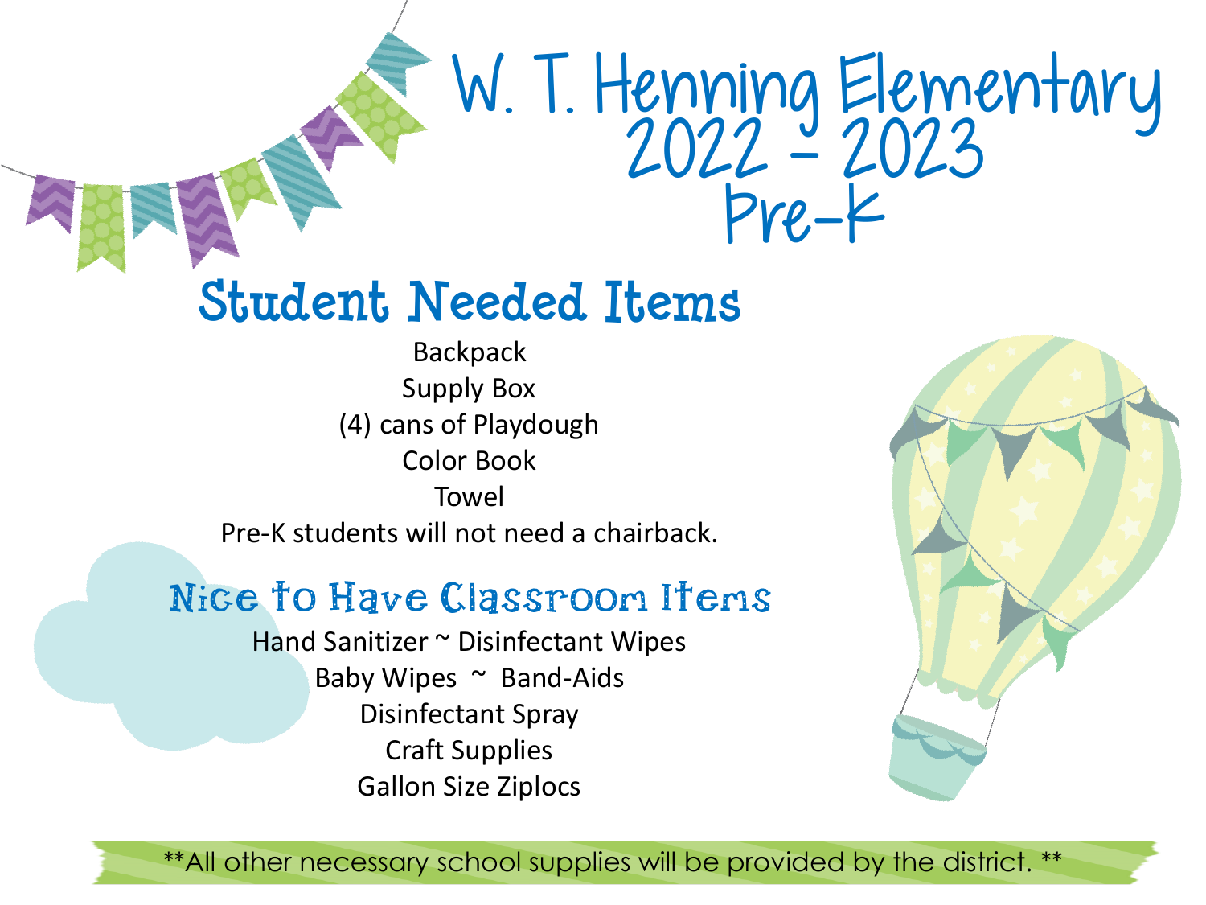# W. T. Henning Elementary 2022 - 2023 Pre-K

## Student Needed Items

Backpack
Supply Box
(4) cans of Playdough
Color Book
Towel
Pre-K students will not need a chairback.

## Nice to Have Classroom Items

Hand Sanitizer ~ Disinfectant Wipes
Baby Wipes ~ Band-Aids
Disinfectant Spray
Craft Supplies
Gallon Size Ziplocs

**All other necessary school supplies will be provided by the district. **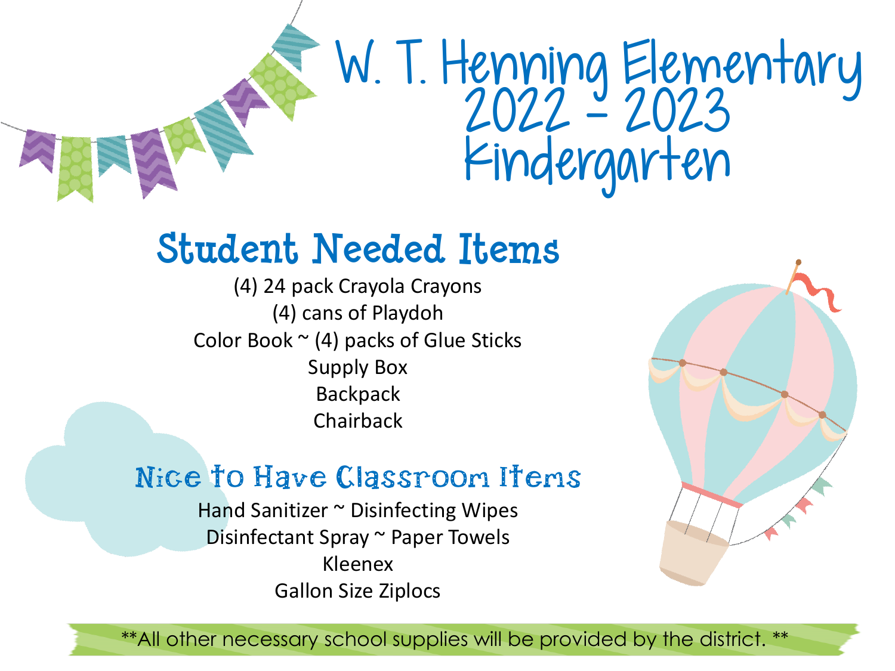# W. T. Henning Elementary 2022 - 2023 Kindergarten

## Student Needed Items

(4) 24 pack Crayola Crayons
(4) cans of Playdoh
Color Book ~ (4) packs of Glue Sticks
Supply Box
Backpack
Chairback

## Nice to Have Classroom Items

Hand Sanitizer ~ Disinfecting Wipes
Disinfectant Spray ~ Paper Towels
Kleenex
Gallon Size Ziplocs

**All other necessary school supplies will be provided by the district. **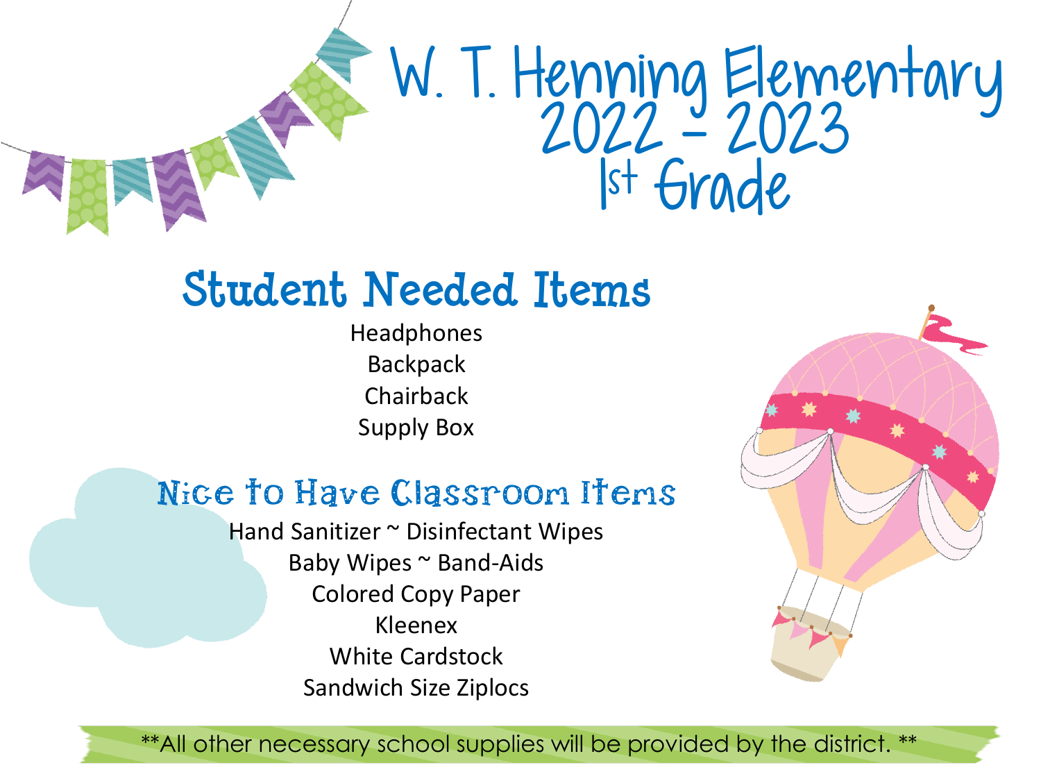# W. T. Henning Elementary 2022 - 2023 1st Grade

## Student Needed Items

Headphones
Backpack
Chairback
Supply Box

## Nice to Have Classroom Items

Hand Sanitizer ~ Disinfectant Wipes
Baby Wipes ~ Band-Aids
Colored Copy Paper
Kleenex
White Cardstock
Sandwich Size Ziplocs

**All other necessary school supplies will be provided by the district. **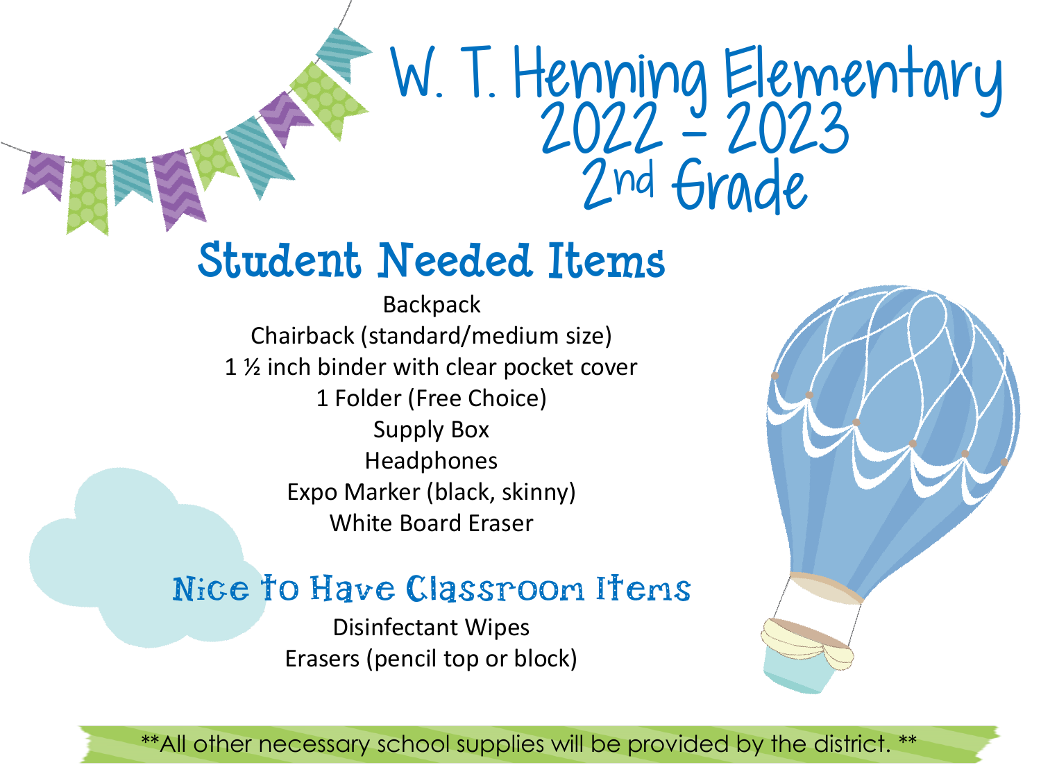# W. T. Henning Elementary 2022 - 2023 2nd Grade

## Student Needed Items

Backpack
Chairback (standard/medium size)
1 ½ inch binder with clear pocket cover
1 Folder (Free Choice)
Supply Box
Headphones
Expo Marker (black, skinny)
White Board Eraser

## Nice to Have Classroom Items

Disinfectant Wipes
Erasers (pencil top or block)

**All other necessary school supplies will be provided by the district. **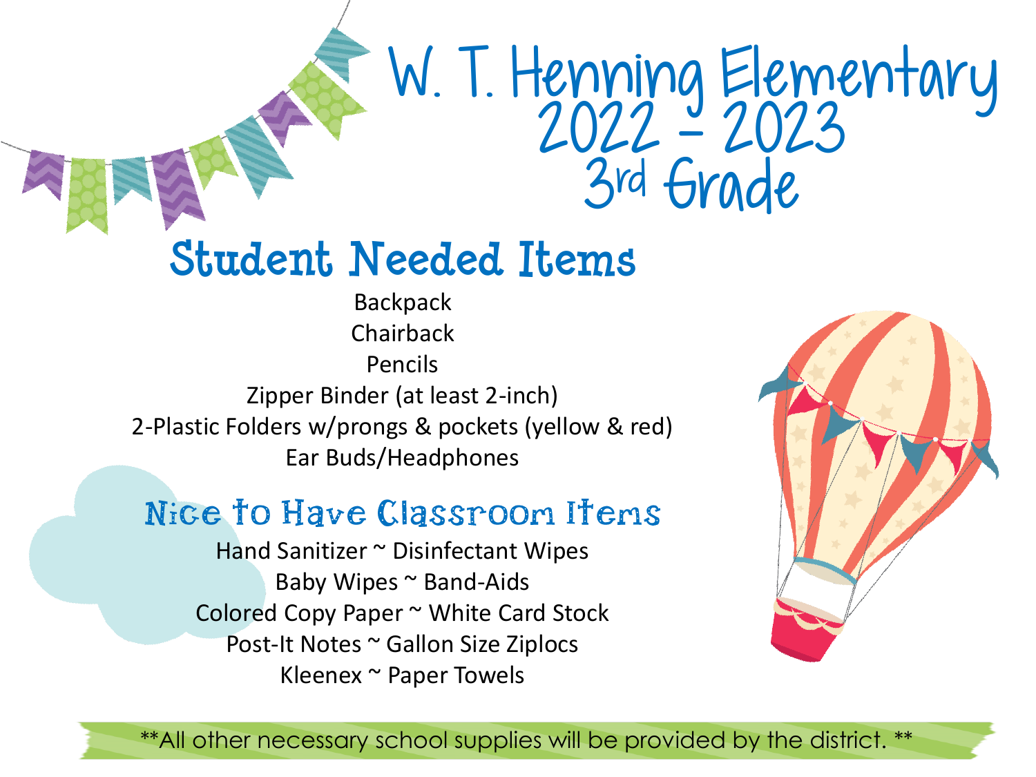# W. T. Henning Elementary 2022 - 2023 3rd Grade

## Student Needed Items

Backpack
Chairback
Pencils
Zipper Binder (at least 2-inch)
2-Plastic Folders w/prongs & pockets (yellow & red)
Ear Buds/Headphones

## Nice to Have Classroom Items

Hand Sanitizer ~ Disinfectant Wipes
Baby Wipes ~ Band-Aids
Colored Copy Paper ~ White Card Stock
Post-It Notes ~ Gallon Size Ziplocs
Kleenex ~ Paper Towels

**All other necessary school supplies will be provided by the district. **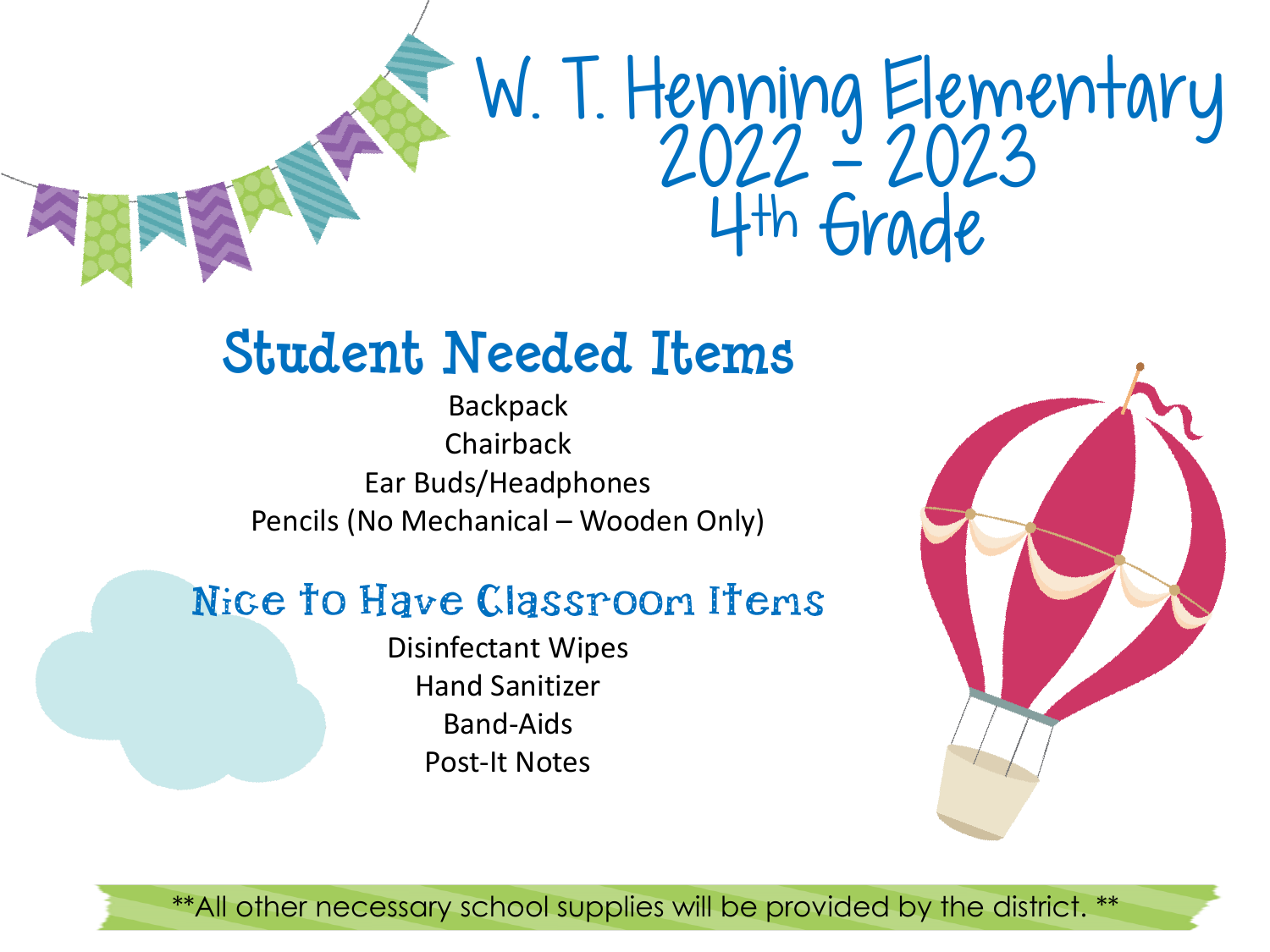# W. T. Henning Elementary 2022 - 2023 4th Grade

## Student Needed Items

Backpack
Chairback
Ear Buds/Headphones
Pencils (No Mechanical – Wooden Only)

## Nice to Have Classroom Items

Disinfectant Wipes
Hand Sanitizer
Band-Aids
Post-It Notes

**All other necessary school supplies will be provided by the district. **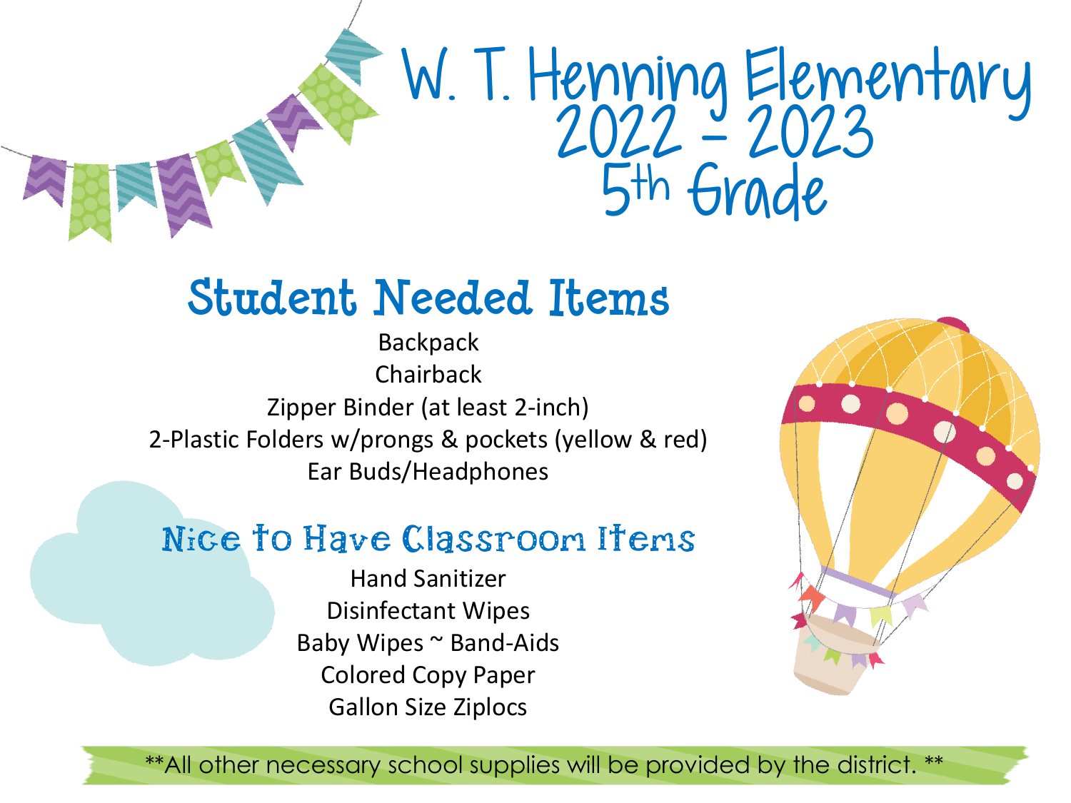# W. T. Henning Elementary 2022 - 2023 5th Grade

## Student Needed Items

Backpack
Chairback
Zipper Binder (at least 2-inch)
2-Plastic Folders w/prongs & pockets (yellow & red)
Ear Buds/Headphones

## Nice to Have Classroom Items

Hand Sanitizer
Disinfectant Wipes
Baby Wipes ~ Band-Aids
Colored Copy Paper
Gallon Size Ziplocs

**All other necessary school supplies will be provided by the district. **